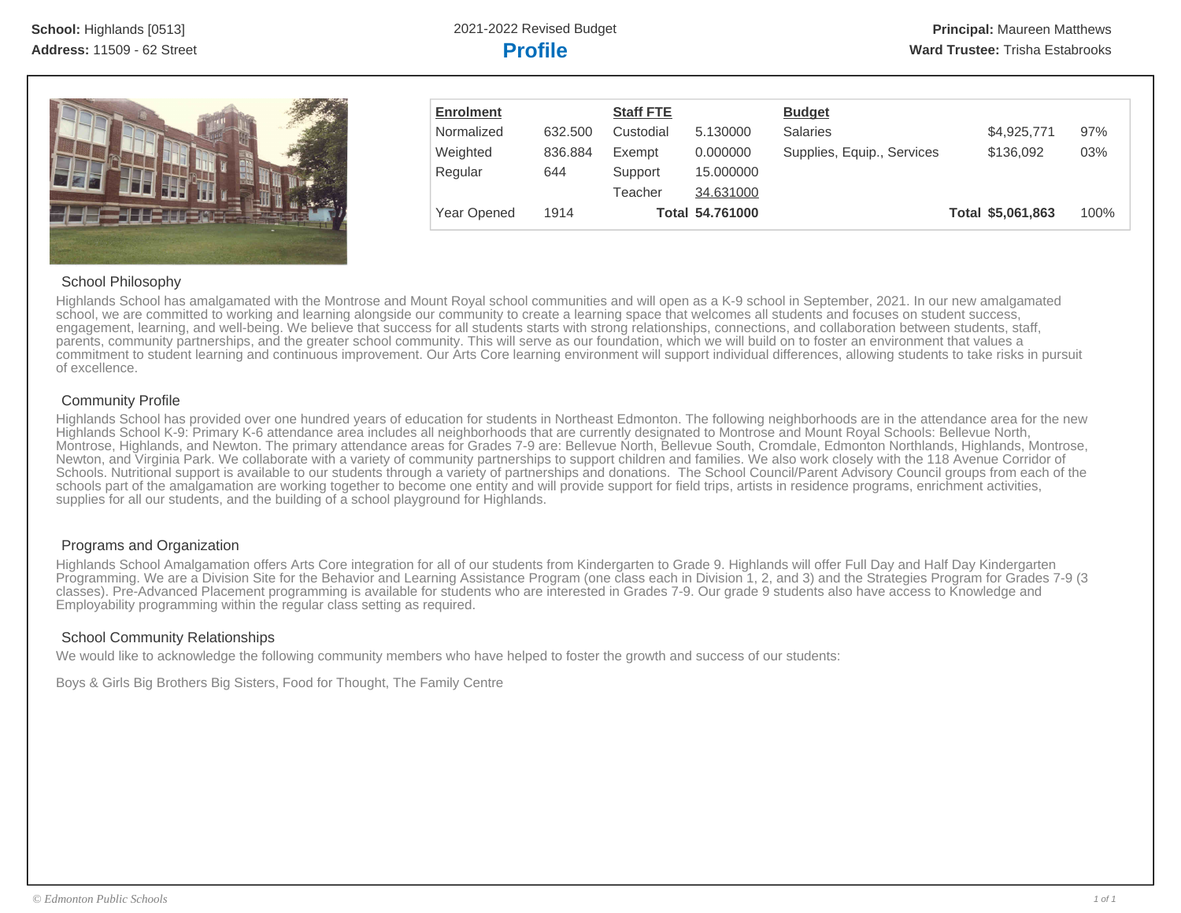**School:** Highlands [0513]
**Address:** 11509 - 62 Street

2021-2022 Revised Budget

# Profile

**Principal:** Maureen Matthews
**Ward Trustee:** Trisha Estabrooks

| Enrolment | | Staff FTE | | Budget | | |
|---|---|---|---|---|---|---|
| Normalized | 632.500 | Custodial | 5.130000 | Salaries | $4,925,771 | 97% |
| Weighted | 836.884 | Exempt | 0.000000 | Supplies, Equip., Services | $136,092 | 03% |
| Regular | 644 | Support | 15.000000 | | | |
| | | Teacher | 34.631000 | | | |
| Year Opened | 1914 | **Total** | **54.761000** | **Total** | **$5,061,863** | 100% |

## School Philosophy

Highlands School has amalgamated with the Montrose and Mount Royal school communities and will open as a K-9 school in September, 2021. In our new amalgamated school, we are committed to working and learning alongside our community to create a learning space that welcomes all students and focuses on student success, engagement, learning, and well-being. We believe that success for all students starts with strong relationships, connections, and collaboration between students, staff, parents, community partnerships, and the greater school community. This will serve as our foundation, which we will build on to foster an environment that values a commitment to student learning and continuous improvement. Our Arts Core learning environment will support individual differences, allowing students to take risks in pursuit of excellence.

## Community Profile

Highlands School has provided over one hundred years of education for students in Northeast Edmonton. The following neighborhoods are in the attendance area for the new Highlands School K-9: Primary K-6 attendance area includes all neighborhoods that are currently designated to Montrose and Mount Royal Schools: Bellevue North, Montrose, Highlands, and Newton. The primary attendance areas for Grades 7-9 are: Bellevue North, Bellevue South, Cromdale, Edmonton Northlands, Highlands, Montrose, Newton, and Virginia Park. We collaborate with a variety of community partnerships to support children and families. We also work closely with the 118 Avenue Corridor of Schools. Nutritional support is available to our students through a variety of partnerships and donations. The School Council/Parent Advisory Council groups from each of the schools part of the amalgamation are working together to become one entity and will provide support for field trips, artists in residence programs, enrichment activities, supplies for all our students, and the building of a school playground for Highlands.

## Programs and Organization

Highlands School Amalgamation offers Arts Core integration for all of our students from Kindergarten to Grade 9. Highlands will offer Full Day and Half Day Kindergarten Programming. We are a Division Site for the Behavior and Learning Assistance Program (one class each in Division 1, 2, and 3) and the Strategies Program for Grades 7-9 (3 classes). Pre-Advanced Placement programming is available for students who are interested in Grades 7-9. Our grade 9 students also have access to Knowledge and Employability programming within the regular class setting as required.

## School Community Relationships

We would like to acknowledge the following community members who have helped to foster the growth and success of our students:

Boys & Girls Big Brothers Big Sisters, Food for Thought, The Family Centre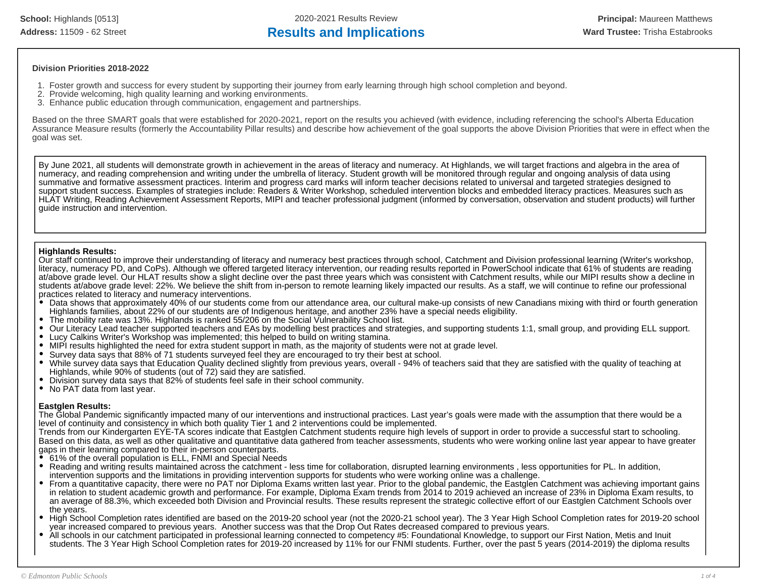**School:** Highlands [0513]
**Address:** 11509 - 62 Street

2020-2021 Results Review

# Results and Implications

**Principal:** Maureen Matthews
**Ward Trustee:** Trisha Estabrooks

### Division Priorities 2018-2022

1. Foster growth and success for every student by supporting their journey from early learning through high school completion and beyond.
2. Provide welcoming, high quality learning and working environments.
3. Enhance public education through communication, engagement and partnerships.

Based on the three SMART goals that were established for 2020-2021, report on the results you achieved (with evidence, including referencing the school's Alberta Education Assurance Measure results (formerly the Accountability Pillar results) and describe how achievement of the goal supports the above Division Priorities that were in effect when the goal was set.

By June 2021, all students will demonstrate growth in achievement in the areas of literacy and numeracy. At Highlands, we will target fractions and algebra in the area of numeracy, and reading comprehension and writing under the umbrella of literacy. Student growth will be monitored through regular and ongoing analysis of data using summative and formative assessment practices. Interim and progress card marks will inform teacher decisions related to universal and targeted strategies designed to support student success. Examples of strategies include: Readers & Writer Workshop, scheduled intervention blocks and embedded literacy practices. Measures such as HLAT Writing, Reading Achievement Assessment Reports, MIPI and teacher professional judgment (informed by conversation, observation and student products) will further guide instruction and intervention.

**Highlands Results:**
Our staff continued to improve their understanding of literacy and numeracy best practices through school, Catchment and Division professional learning (Writer's workshop, literacy, numeracy PD, and CoPs). Although we offered targeted literacy intervention, our reading results reported in PowerSchool indicate that 61% of students are reading at/above grade level. Our HLAT results show a slight decline over the past three years which was consistent with Catchment results, while our MIPI results show a decline in students at/above grade level: 22%. We believe the shift from in-person to remote learning likely impacted our results. As a staff, we will continue to refine our professional practices related to literacy and numeracy interventions.

- Data shows that approximately 40% of our students come from our attendance area, our cultural make-up consists of new Canadians mixing with third or fourth generation Highlands families, about 22% of our students are of Indigenous heritage, and another 23% have a special needs eligibility.
- The mobility rate was 13%. Highlands is ranked 55/206 on the Social Vulnerability School list.
- Our Literacy Lead teacher supported teachers and EAs by modelling best practices and strategies, and supporting students 1:1, small group, and providing ELL support.
- Lucy Calkins Writer's Workshop was implemented; this helped to build on writing stamina.
- MIPI results highlighted the need for extra student support in math, as the majority of students were not at grade level.
- Survey data says that 88% of 71 students surveyed feel they are encouraged to try their best at school.
- While survey data says that Education Quality declined slightly from previous years, overall - 94% of teachers said that they are satisfied with the quality of teaching at Highlands, while 90% of students (out of 72) said they are satisfied.
- Division survey data says that 82% of students feel safe in their school community.
- No PAT data from last year.

**Eastglen Results:**
The Global Pandemic significantly impacted many of our interventions and instructional practices. Last year's goals were made with the assumption that there would be a level of continuity and consistency in which both quality Tier 1 and 2 interventions could be implemented.
Trends from our Kindergarten EYE-TA scores indicate that Eastglen Catchment students require high levels of support in order to provide a successful start to schooling. Based on this data, as well as other qualitative and quantitative data gathered from teacher assessments, students who were working online last year appear to have greater gaps in their learning compared to their in-person counterparts.

- 61% of the overall population is ELL, FNMI and Special Needs
- Reading and writing results maintained across the catchment - less time for collaboration, disrupted learning environments , less opportunities for PL. In addition, intervention supports and the limitations in providing intervention supports for students who were working online was a challenge.
- From a quantitative capacity, there were no PAT nor Diploma Exams written last year. Prior to the global pandemic, the Eastglen Catchment was achieving important gains in relation to student academic growth and performance. For example, Diploma Exam trends from 2014 to 2019 achieved an increase of 23% in Diploma Exam results, to an average of 88.3%, which exceeded both Division and Provincial results. These results represent the strategic collective effort of our Eastglen Catchment Schools over the years.
- High School Completion rates identified are based on the 2019-20 school year (not the 2020-21 school year). The 3 Year High School Completion rates for 2019-20 school year increased compared to previous years. Another success was that the Drop Out Rates decreased compared to previous years.
- All schools in our catchment participated in professional learning connected to competency #5: Foundational Knowledge, to support our First Nation, Metis and Inuit students. The 3 Year High School Completion rates for 2019-20 increased by 11% for our FNMI students. Further, over the past 5 years (2014-2019) the diploma results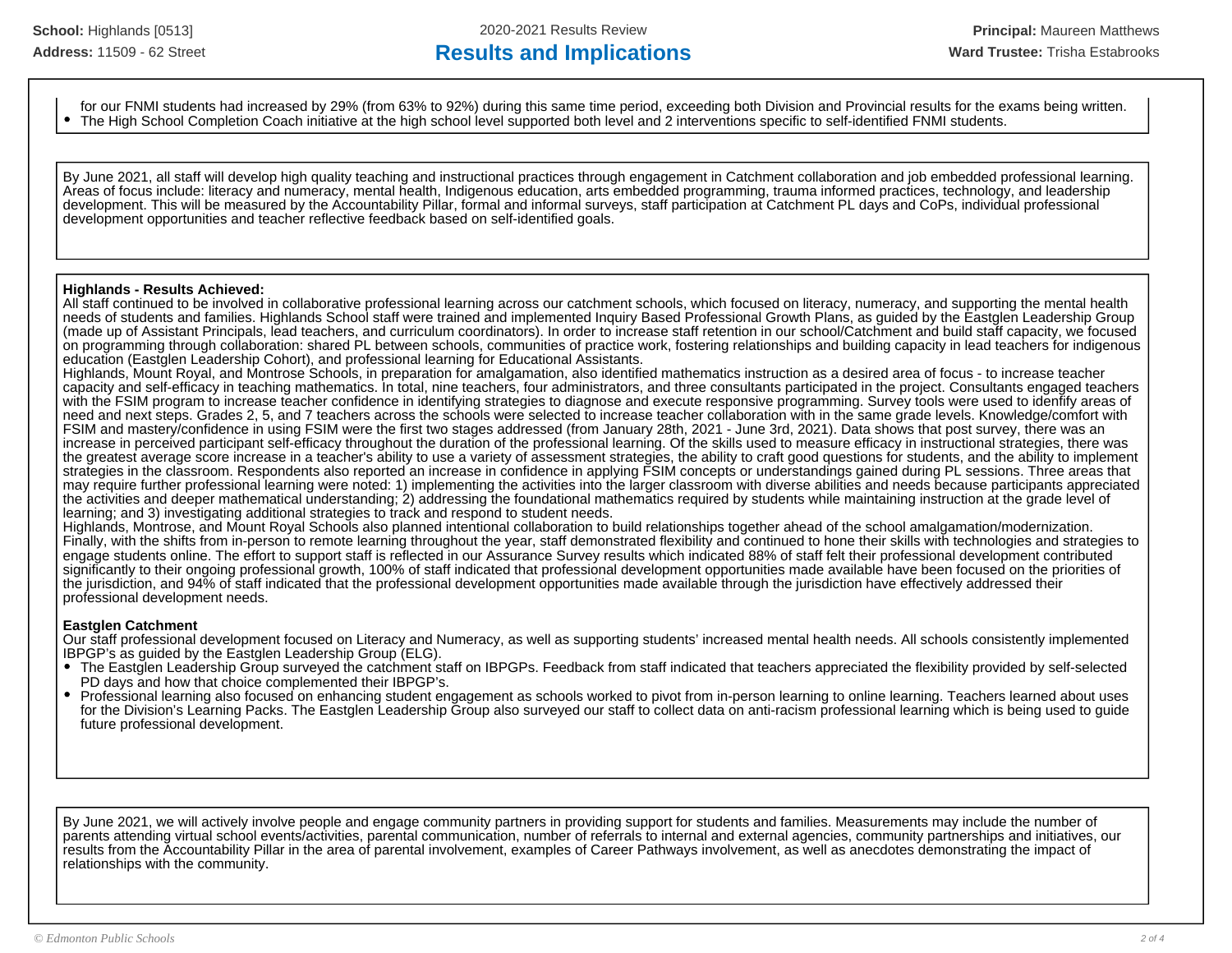for our FNMI students had increased by 29% (from 63% to 92%) during this same time period, exceeding both Division and Provincial results for the exams being written.

- The High School Completion Coach initiative at the high school level supported both level and 2 interventions specific to self-identified FNMI students.

By June 2021, all staff will develop high quality teaching and instructional practices through engagement in Catchment collaboration and job embedded professional learning. Areas of focus include: literacy and numeracy, mental health, Indigenous education, arts embedded programming, trauma informed practices, technology, and leadership development. This will be measured by the Accountability Pillar, formal and informal surveys, staff participation at Catchment PL days and CoPs, individual professional development opportunities and teacher reflective feedback based on self-identified goals.

**Highlands - Results Achieved:**

All staff continued to be involved in collaborative professional learning across our catchment schools, which focused on literacy, numeracy, and supporting the mental health needs of students and families. Highlands School staff were trained and implemented Inquiry Based Professional Growth Plans, as guided by the Eastglen Leadership Group (made up of Assistant Principals, lead teachers, and curriculum coordinators). In order to increase staff retention in our school/Catchment and build staff capacity, we focused on programming through collaboration: shared PL between schools, communities of practice work, fostering relationships and building capacity in lead teachers for indigenous education (Eastglen Leadership Cohort), and professional learning for Educational Assistants.

Highlands, Mount Royal, and Montrose Schools, in preparation for amalgamation, also identified mathematics instruction as a desired area of focus - to increase teacher capacity and self-efficacy in teaching mathematics. In total, nine teachers, four administrators, and three consultants participated in the project. Consultants engaged teachers with the FSIM program to increase teacher confidence in identifying strategies to diagnose and execute responsive programming. Survey tools were used to idenfify areas of need and next steps. Grades 2, 5, and 7 teachers across the schools were selected to increase teacher collaboration with in the same grade levels. Knowledge/comfort with FSIM and mastery/confidence in using FSIM were the first two stages addressed (from January 28th, 2021 - June 3rd, 2021). Data shows that post survey, there was an increase in perceived participant self-efficacy throughout the duration of the professional learning. Of the skills used to measure efficacy in instructional strategies, there was the greatest average score increase in a teacher's ability to use a variety of assessment strategies, the ability to craft good questions for students, and the ability to implement strategies in the classroom. Respondents also reported an increase in confidence in applying FSIM concepts or understandings gained during PL sessions. Three areas that may require further professional learning were noted: 1) implementing the activities into the larger classroom with diverse abilities and needs because participants appreciated the activities and deeper mathematical understanding; 2) addressing the foundational mathematics required by students while maintaining instruction at the grade level of learning; and 3) investigating additional strategies to track and respond to student needs.

Highlands, Montrose, and Mount Royal Schools also planned intentional collaboration to build relationships together ahead of the school amalgamation/modernization. Finally, with the shifts from in-person to remote learning throughout the year, staff demonstrated flexibility and continued to hone their skills with technologies and strategies to engage students online. The effort to support staff is reflected in our Assurance Survey results which indicated 88% of staff felt their professional development contributed significantly to their ongoing professional growth, 100% of staff indicated that professional development opportunities made available have been focused on the priorities of the jurisdiction, and 94% of staff indicated that the professional development opportunities made available through the jurisdiction have effectively addressed their professional development needs.

**Eastglen Catchment**

Our staff professional development focused on Literacy and Numeracy, as well as supporting students' increased mental health needs. All schools consistently implemented IBPGP's as guided by the Eastglen Leadership Group (ELG).

- The Eastglen Leadership Group surveyed the catchment staff on IBPGPs. Feedback from staff indicated that teachers appreciated the flexibility provided by self-selected PD days and how that choice complemented their IBPGP's.
- Professional learning also focused on enhancing student engagement as schools worked to pivot from in-person learning to online learning. Teachers learned about uses for the Division's Learning Packs. The Eastglen Leadership Group also surveyed our staff to collect data on anti-racism professional learning which is being used to guide future professional development.

By June 2021, we will actively involve people and engage community partners in providing support for students and families. Measurements may include the number of parents attending virtual school events/activities, parental communication, number of referrals to internal and external agencies, community partnerships and initiatives, our results from the Accountability Pillar in the area of parental involvement, examples of Career Pathways involvement, as well as anecdotes demonstrating the impact of relationships with the community.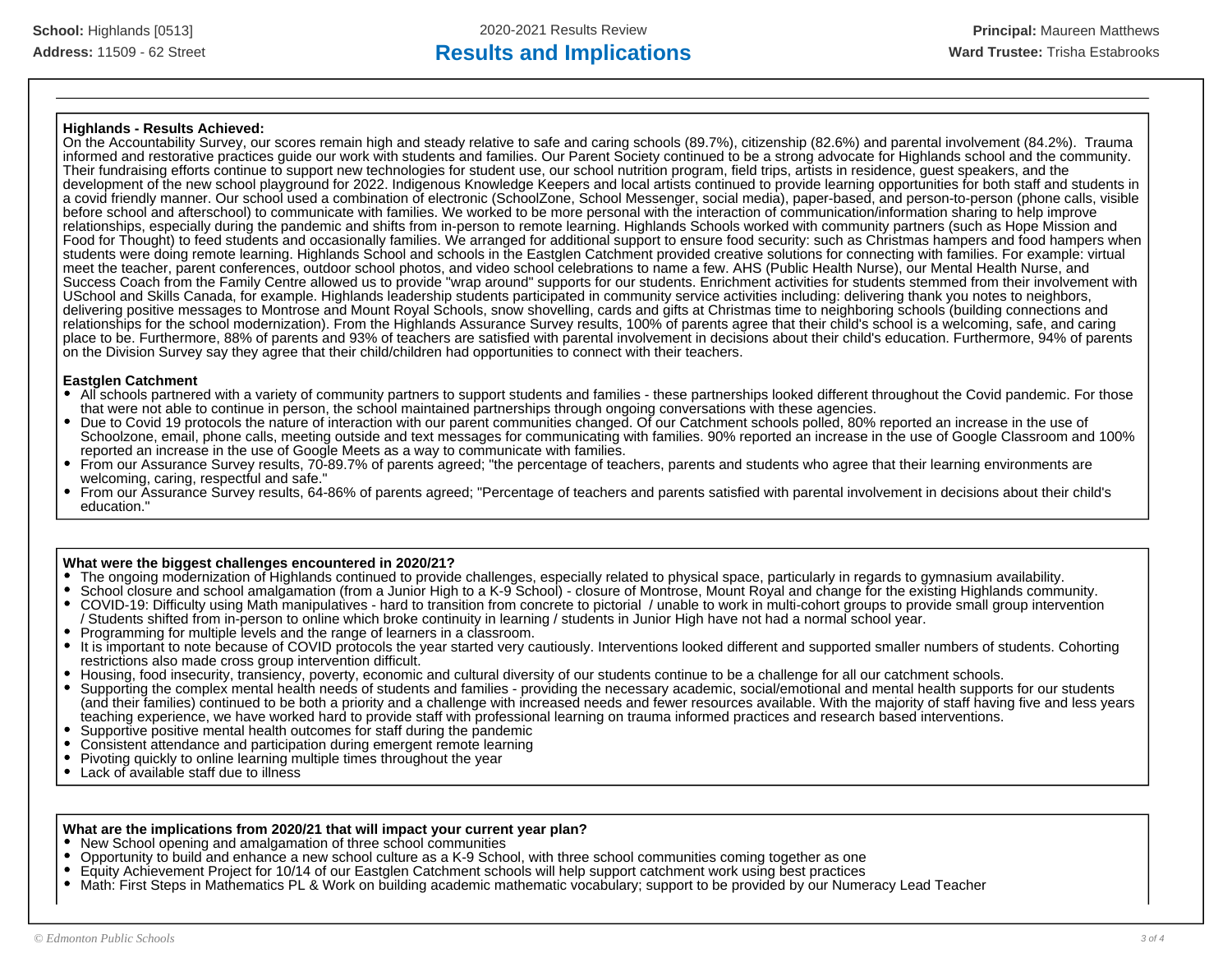**Highlands - Results Achieved:**

On the Accountability Survey, our scores remain high and steady relative to safe and caring schools (89.7%), citizenship (82.6%) and parental involvement (84.2%). Trauma informed and restorative practices guide our work with students and families. Our Parent Society continued to be a strong advocate for Highlands school and the community. Their fundraising efforts continue to support new technologies for student use, our school nutrition program, field trips, artists in residence, guest speakers, and the development of the new school playground for 2022. Indigenous Knowledge Keepers and local artists continued to provide learning opportunities for both staff and students in a covid friendly manner. Our school used a combination of electronic (SchoolZone, School Messenger, social media), paper-based, and person-to-person (phone calls, visible before school and afterschool) to communicate with families. We worked to be more personal with the interaction of communication/information sharing to help improve relationships, especially during the pandemic and shifts from in-person to remote learning. Highlands Schools worked with community partners (such as Hope Mission and Food for Thought) to feed students and occasionally families. We arranged for additional support to ensure food security: such as Christmas hampers and food hampers when students were doing remote learning. Highlands School and schools in the Eastglen Catchment provided creative solutions for connecting with families. For example: virtual meet the teacher, parent conferences, outdoor school photos, and video school celebrations to name a few. AHS (Public Health Nurse), our Mental Health Nurse, and Success Coach from the Family Centre allowed us to provide "wrap around" supports for our students. Enrichment activities for students stemmed from their involvement with USchool and Skills Canada, for example. Highlands leadership students participated in community service activities including: delivering thank you notes to neighbors, delivering positive messages to Montrose and Mount Royal Schools, snow shovelling, cards and gifts at Christmas time to neighboring schools (building connections and relationships for the school modernization). From the Highlands Assurance Survey results, 100% of parents agree that their child's school is a welcoming, safe, and caring place to be. Furthermore, 88% of parents and 93% of teachers are satisfied with parental involvement in decisions about their child's education. Furthermore, 94% of parents on the Division Survey say they agree that their child/children had opportunities to connect with their teachers.

**Eastglen Catchment**

- All schools partnered with a variety of community partners to support students and families - these partnerships looked different throughout the Covid pandemic. For those that were not able to continue in person, the school maintained partnerships through ongoing conversations with these agencies.
- Due to Covid 19 protocols the nature of interaction with our parent communities changed. Of our Catchment schools polled, 80% reported an increase in the use of Schoolzone, email, phone calls, meeting outside and text messages for communicating with families. 90% reported an increase in the use of Google Classroom and 100% reported an increase in the use of Google Meets as a way to communicate with families.
- From our Assurance Survey results, 70-89.7% of parents agreed; "the percentage of teachers, parents and students who agree that their learning environments are welcoming, caring, respectful and safe."
- From our Assurance Survey results, 64-86% of parents agreed; "Percentage of teachers and parents satisfied with parental involvement in decisions about their child's education."

**What were the biggest challenges encountered in 2020/21?**

- The ongoing modernization of Highlands continued to provide challenges, especially related to physical space, particularly in regards to gymnasium availability.
- School closure and school amalgamation (from a Junior High to a K-9 School) - closure of Montrose, Mount Royal and change for the existing Highlands community.
- COVID-19: Difficulty using Math manipulatives - hard to transition from concrete to pictorial / unable to work in multi-cohort groups to provide small group intervention / Students shifted from in-person to online which broke continuity in learning / students in Junior High have not had a normal school year.
- Programming for multiple levels and the range of learners in a classroom.
- It is important to note because of COVID protocols the year started very cautiously. Interventions looked different and supported smaller numbers of students. Cohorting restrictions also made cross group intervention difficult.
- Housing, food insecurity, transiency, poverty, economic and cultural diversity of our students continue to be a challenge for all our catchment schools.
- Supporting the complex mental health needs of students and families - providing the necessary academic, social/emotional and mental health supports for our students (and their families) continued to be both a priority and a challenge with increased needs and fewer resources available. With the majority of staff having five and less years teaching experience, we have worked hard to provide staff with professional learning on trauma informed practices and research based interventions.
- Supportive positive mental health outcomes for staff during the pandemic
- Consistent attendance and participation during emergent remote learning
- Pivoting quickly to online learning multiple times throughout the year
- Lack of available staff due to illness

**What are the implications from 2020/21 that will impact your current year plan?**

- New School opening and amalgamation of three school communities
- Opportunity to build and enhance a new school culture as a K-9 School, with three school communities coming together as one
- Equity Achievement Project for 10/14 of our Eastglen Catchment schools will help support catchment work using best practices
- Math: First Steps in Mathematics PL & Work on building academic mathematic vocabulary; support to be provided by our Numeracy Lead Teacher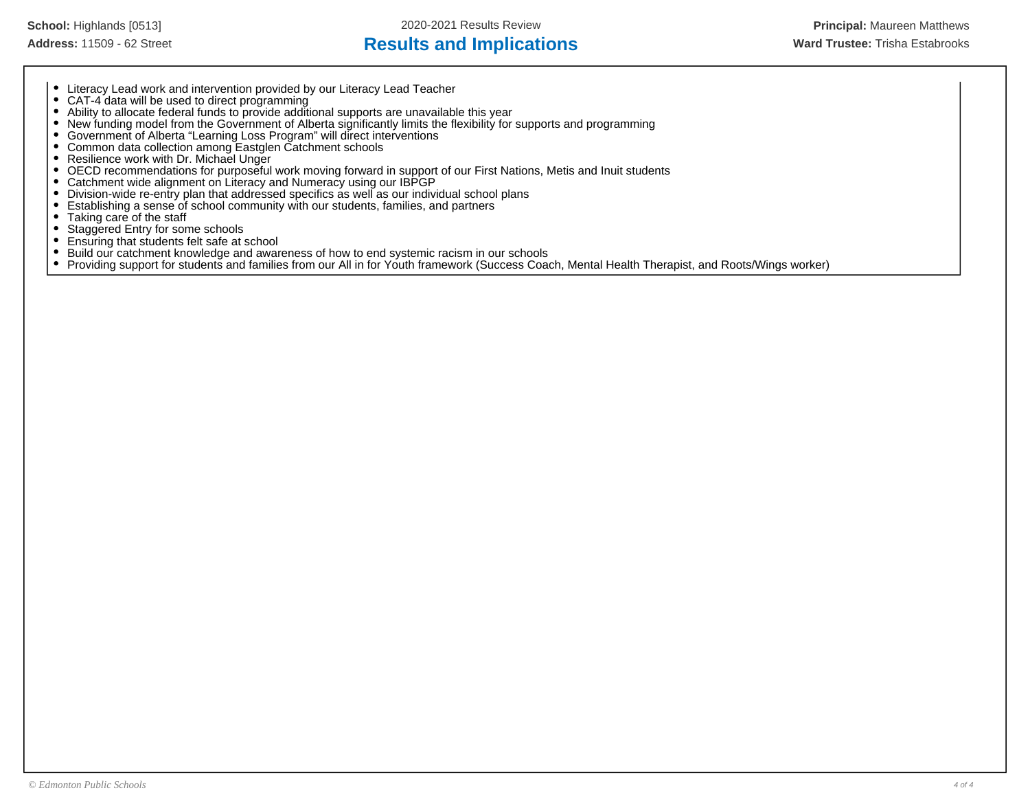- Literacy Lead work and intervention provided by our Literacy Lead Teacher
- CAT-4 data will be used to direct programming
- Ability to allocate federal funds to provide additional supports are unavailable this year
- New funding model from the Government of Alberta significantly limits the flexibility for supports and programming
- Government of Alberta “Learning Loss Program” will direct interventions
- Common data collection among Eastglen Catchment schools
- Resilience work with Dr. Michael Unger
- OECD recommendations for purposeful work moving forward in support of our First Nations, Metis and Inuit students
- Catchment wide alignment on Literacy and Numeracy using our IBPGP
- Division-wide re-entry plan that addressed specifics as well as our individual school plans
- Establishing a sense of school community with our students, families, and partners
- Taking care of the staff
- Staggered Entry for some schools
- Ensuring that students felt safe at school
- Build our catchment knowledge and awareness of how to end systemic racism in our schools
- Providing support for students and families from our All in for Youth framework (Success Coach, Mental Health Therapist, and Roots/Wings worker)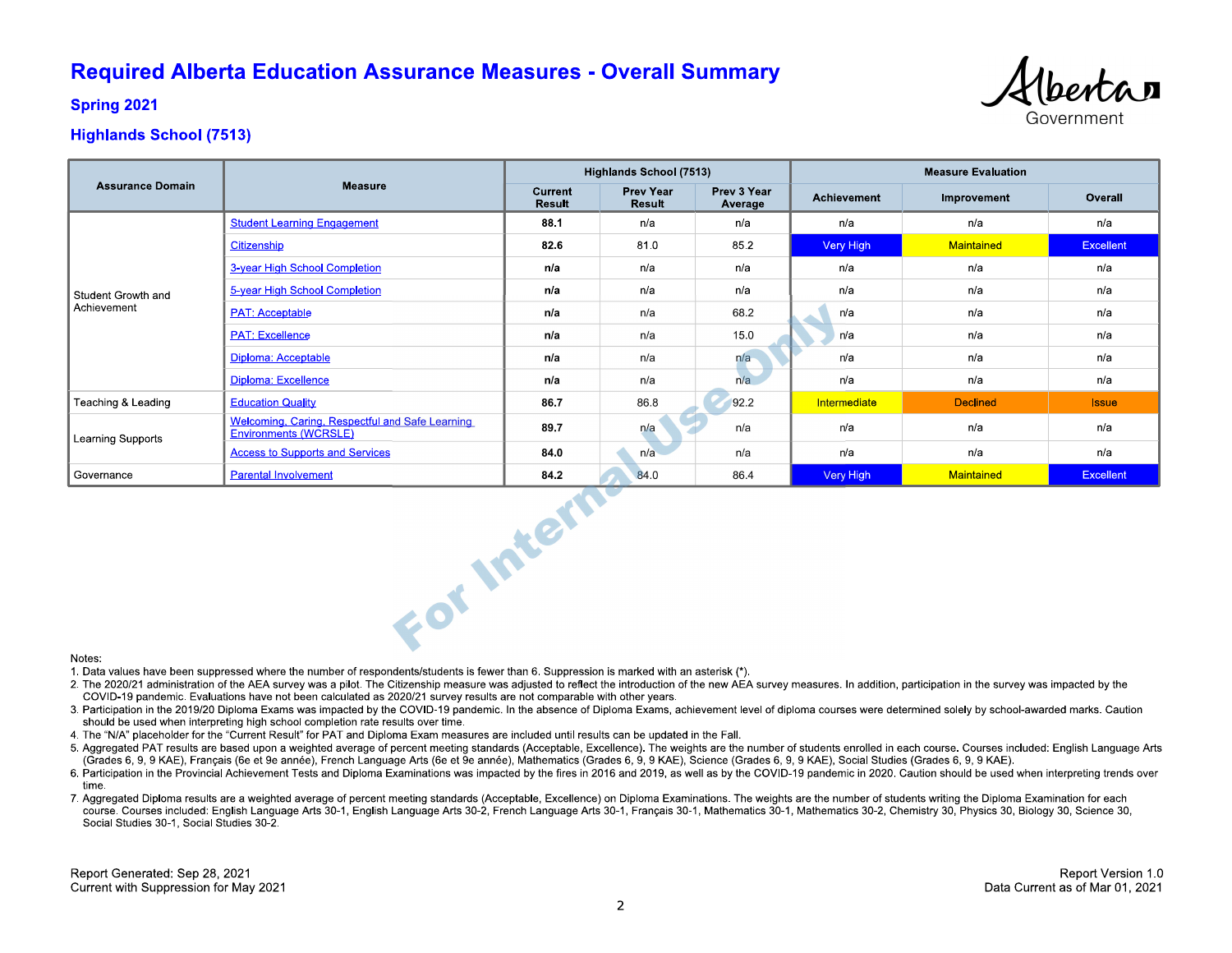# Required Alberta Education Assurance Measures - Overall Summary

## Spring 2021

## Highlands School (7513)

| Assurance Domain | Measure | Highlands School (7513) | | | Measure Evaluation | | |
|---|---|---|---|---|---|---|---|
| | | Current Result | Prev Year Result | Prev 3 Year Average | Achievement | Improvement | Overall |
| Student Growth and Achievement | Student Learning Engagement | **88.1** | n/a | n/a | n/a | n/a | n/a |
| | Citizenship | **82.6** | 81.0 | 85.2 | Very High | Maintained | Excellent |
| | 3-year High School Completion | **n/a** | n/a | n/a | n/a | n/a | n/a |
| | 5-year High School Completion | **n/a** | n/a | n/a | n/a | n/a | n/a |
| | PAT: Acceptable | **n/a** | n/a | 68.2 | n/a | n/a | n/a |
| | PAT: Excellence | **n/a** | n/a | 15.0 | n/a | n/a | n/a |
| | Diploma: Acceptable | **n/a** | n/a | n/a | n/a | n/a | n/a |
| | Diploma: Excellence | **n/a** | n/a | n/a | n/a | n/a | n/a |
| Teaching & Leading | Education Quality | **86.7** | 86.8 | 92.2 | Intermediate | Declined | Issue |
| Learning Supports | Welcoming, Caring, Respectful and Safe Learning Environments (WCRSLE) | **89.7** | n/a | n/a | n/a | n/a | n/a |
| | Access to Supports and Services | **84.0** | n/a | n/a | n/a | n/a | n/a |
| Governance | Parental Involvement | **84.2** | 84.0 | 86.4 | Very High | Maintained | Excellent |

Notes:

1. Data values have been suppressed where the number of respondents/students is fewer than 6. Suppression is marked with an asterisk (*).
2. The 2020/21 administration of the AEA survey was a pilot. The Citizenship measure was adjusted to reflect the introduction of the new AEA survey measures. In addition, participation in the survey was impacted by the COVID-19 pandemic. Evaluations have not been calculated as 2020/21 survey results are not comparable with other years.
3. Participation in the 2019/20 Diploma Exams was impacted by the COVID-19 pandemic. In the absence of Diploma Exams, achievement level of diploma courses were determined solely by school-awarded marks. Caution should be used when interpreting high school completion rate results over time.
4. The "N/A" placeholder for the "Current Result" for PAT and Diploma Exam measures are included until results can be updated in the Fall.
5. Aggregated PAT results are based upon a weighted average of percent meeting standards (Acceptable, Excellence). The weights are the number of students enrolled in each course. Courses included: English Language Arts (Grades 6, 9, 9 KAE), Français (6e et 9e année), French Language Arts (6e et 9e année), Mathematics (Grades 6, 9, 9 KAE), Science (Grades 6, 9, 9 KAE), Social Studies (Grades 6, 9, 9 KAE).
6. Participation in the Provincial Achievement Tests and Diploma Examinations was impacted by the fires in 2016 and 2019, as well as by the COVID-19 pandemic in 2020. Caution should be used when interpreting trends over time.
7. Aggregated Diploma results are a weighted average of percent meeting standards (Acceptable, Excellence) on Diploma Examinations. The weights are the number of students writing the Diploma Examination for each course. Courses included: English Language Arts 30-1, English Language Arts 30-2, French Language Arts 30-1, Français 30-1, Mathematics 30-1, Mathematics 30-2, Chemistry 30, Physics 30, Biology 30, Science 30, Social Studies 30-1, Social Studies 30-2.

Report Generated: Sep 28, 2021
Current with Suppression for May 2021

Report Version 1.0
Data Current as of Mar 01, 2021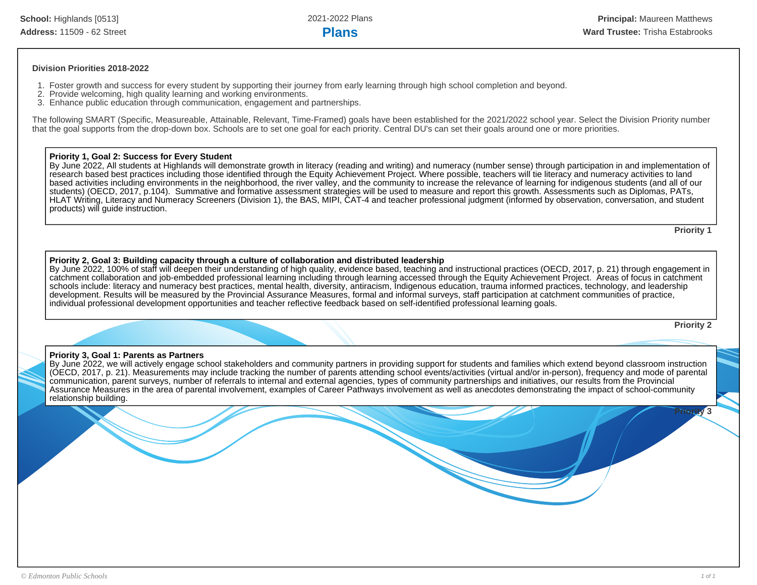**School:** Highlands [0513]
**Address:** 11509 - 62 Street

2021-2022 Plans

# Plans

**Principal:** Maureen Matthews
**Ward Trustee:** Trisha Estabrooks

**Division Priorities 2018-2022**

1. Foster growth and success for every student by supporting their journey from early learning through high school completion and beyond.
2. Provide welcoming, high quality learning and working environments.
3. Enhance public education through communication, engagement and partnerships.

The following SMART (Specific, Measureable, Attainable, Relevant, Time-Framed) goals have been established for the 2021/2022 school year. Select the Division Priority number that the goal supports from the drop-down box. Schools are to set one goal for each priority. Central DU's can set their goals around one or more priorities.

**Priority 1, Goal 2: Success for Every Student**
By June 2022, All students at Highlands will demonstrate growth in literacy (reading and writing) and numeracy (number sense) through participation in and implementation of research based best practices including those identified through the Equity Achievement Project. Where possible, teachers will tie literacy and numeracy activities to land based activities including environments in the neighborhood, the river valley, and the community to increase the relevance of learning for indigenous students (and all of our students) (OECD, 2017, p.104). Summative and formative assessment strategies will be used to measure and report this growth. Assessments such as Diplomas, PATs, HLAT Writing, Literacy and Numeracy Screeners (Division 1), the BAS, MIPI, CAT-4 and teacher professional judgment (informed by observation, conversation, and student products) will guide instruction.

**Priority 1**

**Priority 2, Goal 3: Building capacity through a culture of collaboration and distributed leadership**
By June 2022, 100% of staff will deepen their understanding of high quality, evidence based, teaching and instructional practices (OECD, 2017, p. 21) through engagement in catchment collaboration and job-embedded professional learning including through learning accessed through the Equity Achievement Project. Areas of focus in catchment schools include: literacy and numeracy best practices, mental health, diversity, antiracism, Indigenous education, trauma informed practices, technology, and leadership development. Results will be measured by the Provincial Assurance Measures, formal and informal surveys, staff participation at catchment communities of practice, individual professional development opportunities and teacher reflective feedback based on self-identified professional learning goals.

**Priority 2**

**Priority 3, Goal 1: Parents as Partners**
By June 2022, we will actively engage school stakeholders and community partners in providing support for students and families which extend beyond classroom instruction (OECD, 2017, p. 21). Measurements may include tracking the number of parents attending school events/activities (virtual and/or in-person), frequency and mode of parental communication, parent surveys, number of referrals to internal and external agencies, types of community partnerships and initiatives, our results from the Provincial Assurance Measures in the area of parental involvement, examples of Career Pathways involvement as well as anecdotes demonstrating the impact of school-community relationship building.

**Priority 3**

*© Edmonton Public Schools*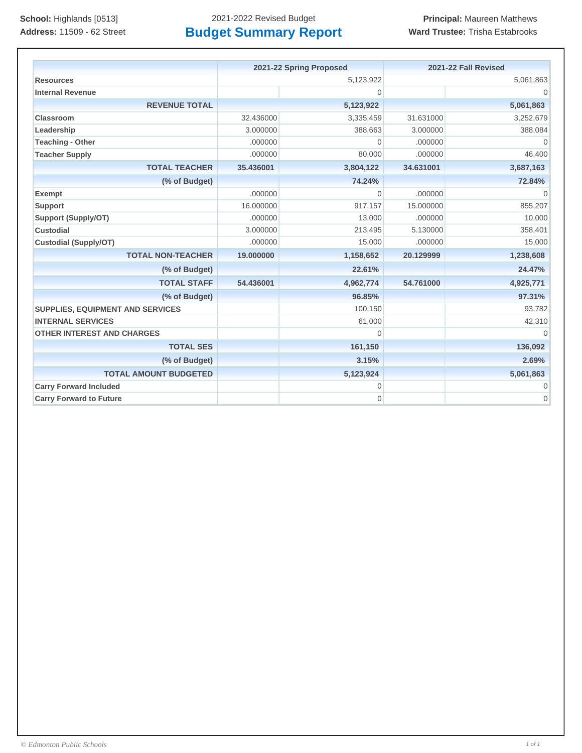**School:** Highlands [0513]
**Address:** 11509 - 62 Street

2021-2022 Revised Budget

# Budget Summary Report

**Principal:** Maureen Matthews
**Ward Trustee:** Trisha Estabrooks

| | 2021-22 Spring Proposed | | 2021-22 Fall Revised | |
|---|---|---|---|---|
| **Resources** | | 5,123,922 | | 5,061,863 |
| **Internal Revenue** | | 0 | | 0 |
| **REVENUE TOTAL** | | **5,123,922** | | **5,061,863** |
| **Classroom** | 32.436000 | 3,335,459 | 31.631000 | 3,252,679 |
| **Leadership** | 3.000000 | 388,663 | 3.000000 | 388,084 |
| **Teaching - Other** | .000000 | 0 | .000000 | 0 |
| **Teacher Supply** | .000000 | 80,000 | .000000 | 46,400 |
| **TOTAL TEACHER** | **35.436001** | **3,804,122** | **34.631001** | **3,687,163** |
| **(% of Budget)** | | **74.24%** | | **72.84%** |
| **Exempt** | .000000 | 0 | .000000 | 0 |
| **Support** | 16.000000 | 917,157 | 15.000000 | 855,207 |
| **Support (Supply/OT)** | .000000 | 13,000 | .000000 | 10,000 |
| **Custodial** | 3.000000 | 213,495 | 5.130000 | 358,401 |
| **Custodial (Supply/OT)** | .000000 | 15,000 | .000000 | 15,000 |
| **TOTAL NON-TEACHER** | **19.000000** | **1,158,652** | **20.129999** | **1,238,608** |
| **(% of Budget)** | | **22.61%** | | **24.47%** |
| **TOTAL STAFF** | **54.436001** | **4,962,774** | **54.761000** | **4,925,771** |
| **(% of Budget)** | | **96.85%** | | **97.31%** |
| **SUPPLIES, EQUIPMENT AND SERVICES** | | 100,150 | | 93,782 |
| **INTERNAL SERVICES** | | 61,000 | | 42,310 |
| **OTHER INTEREST AND CHARGES** | | 0 | | 0 |
| **TOTAL SES** | | **161,150** | | **136,092** |
| **(% of Budget)** | | **3.15%** | | **2.69%** |
| **TOTAL AMOUNT BUDGETED** | | **5,123,924** | | **5,061,863** |
| **Carry Forward Included** | | 0 | | 0 |
| **Carry Forward to Future** | | 0 | | 0 |

*© Edmonton Public Schools*